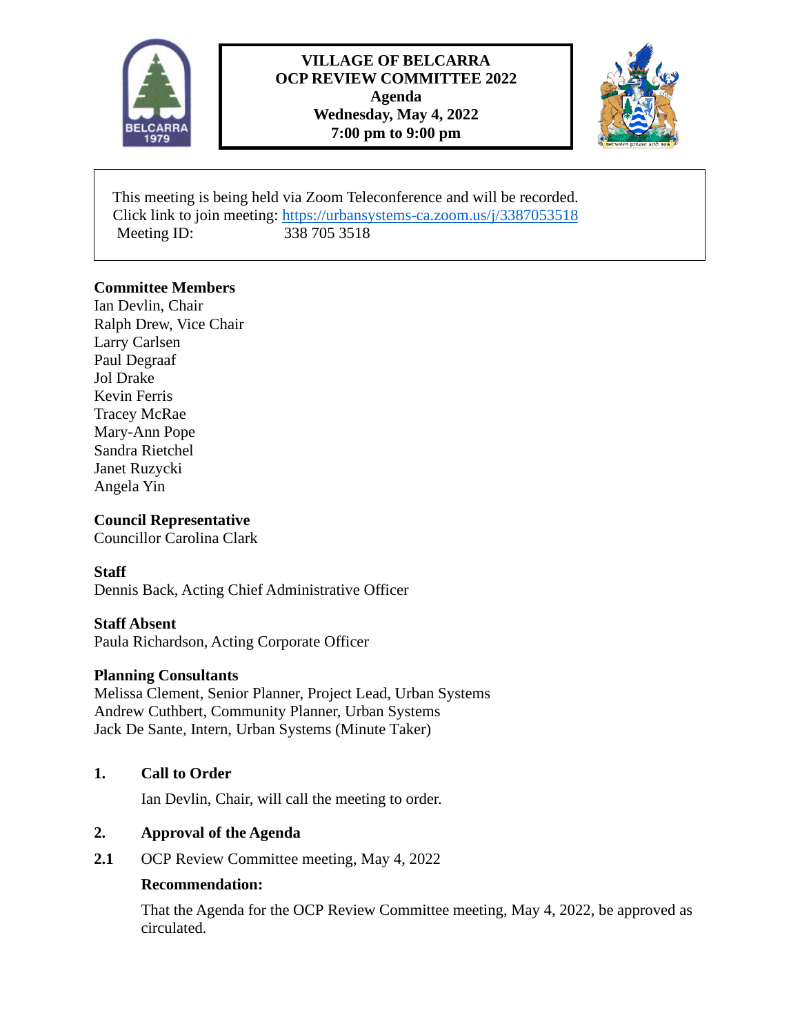# VILLAGE OF BELCARRA
## OCP REVIEW COMMITTEE 2022
## Agenda
### Wednesday, May 4, 2022
### 7:00 pm to 9:00 pm

This meeting is being held via Zoom Teleconference and will be recorded.
Click link to join meeting: https://urbansystems-ca.zoom.us/j/3387053518
Meeting ID: 338 705 3518

**Committee Members**
Ian Devlin, Chair
Ralph Drew, Vice Chair
Larry Carlsen
Paul Degraaf
Jol Drake
Kevin Ferris
Tracey McRae
Mary-Ann Pope
Sandra Rietchel
Janet Ruzycki
Angela Yin

**Council Representative**
Councillor Carolina Clark

**Staff**
Dennis Back, Acting Chief Administrative Officer

**Staff Absent**
Paula Richardson, Acting Corporate Officer

**Planning Consultants**
Melissa Clement, Senior Planner, Project Lead, Urban Systems
Andrew Cuthbert, Community Planner, Urban Systems
Jack De Sante, Intern, Urban Systems (Minute Taker)

## 1. Call to Order

Ian Devlin, Chair, will call the meeting to order.

## 2. Approval of the Agenda

**2.1** OCP Review Committee meeting, May 4, 2022

**Recommendation:**

That the Agenda for the OCP Review Committee meeting, May 4, 2022, be approved as circulated.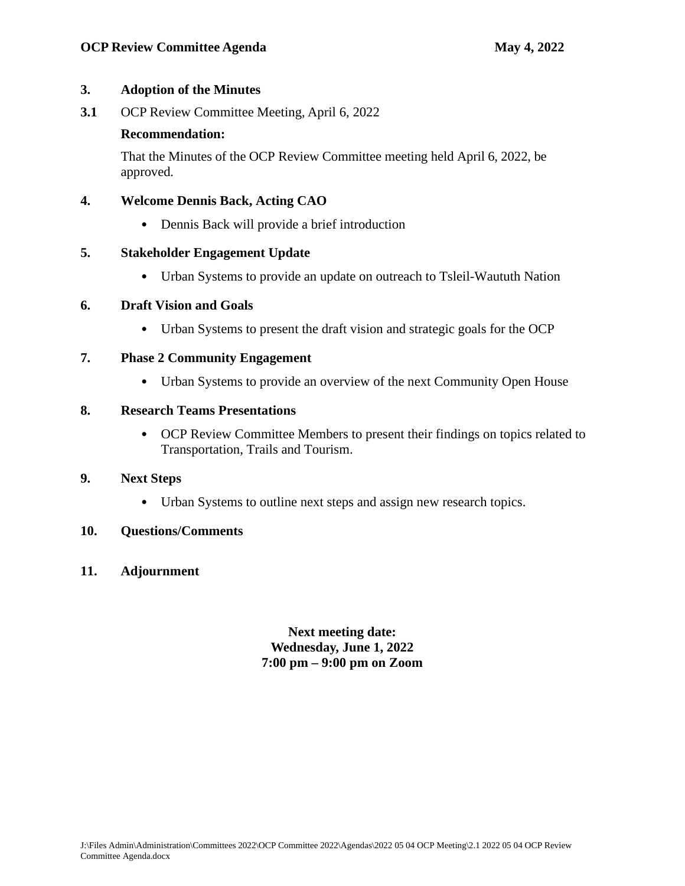## 3. Adoption of the Minutes

**3.1** OCP Review Committee Meeting, April 6, 2022

**Recommendation:**

That the Minutes of the OCP Review Committee meeting held April 6, 2022, be approved.

## 4. Welcome Dennis Back, Acting CAO

- Dennis Back will provide a brief introduction

## 5. Stakeholder Engagement Update

- Urban Systems to provide an update on outreach to Tsleil-Waututh Nation

## 6. Draft Vision and Goals

- Urban Systems to present the draft vision and strategic goals for the OCP

## 7. Phase 2 Community Engagement

- Urban Systems to provide an overview of the next Community Open House

## 8. Research Teams Presentations

- OCP Review Committee Members to present their findings on topics related to Transportation, Trails and Tourism.

## 9. Next Steps

- Urban Systems to outline next steps and assign new research topics.

## 10. Questions/Comments

## 11. Adjournment

**Next meeting date:**
**Wednesday, June 1, 2022**
**7:00 pm – 9:00 pm on Zoom**

J:\Files Admin\Administration\Committees 2022\OCP Committee 2022\Agendas\2022 05 04 OCP Meeting\2.1 2022 05 04 OCP Review Committee Agenda.docx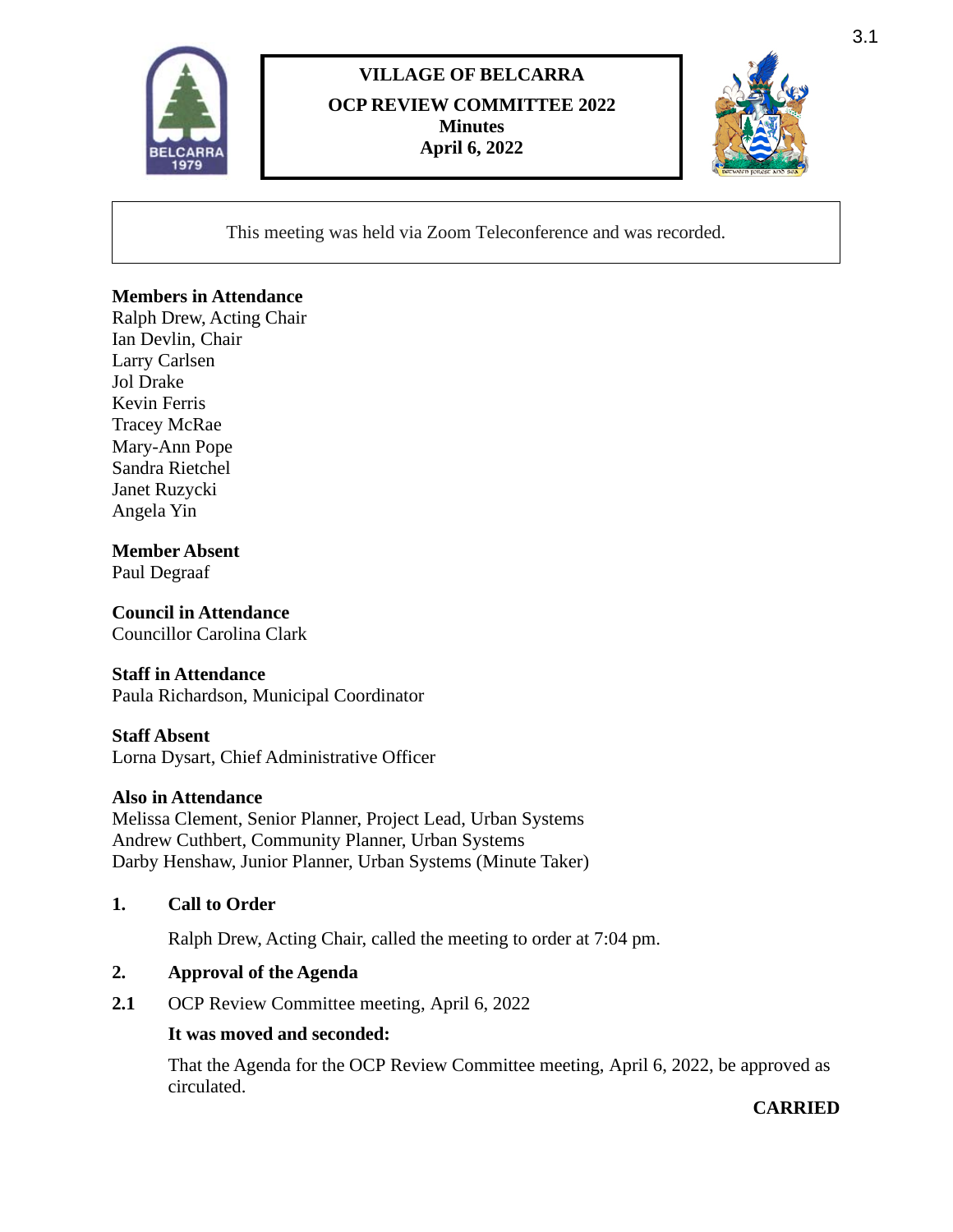**VILLAGE OF BELCARRA**

**OCP REVIEW COMMITTEE 2022**
**Minutes**
**April 6, 2022**

This meeting was held via Zoom Teleconference and was recorded.

**Members in Attendance**
Ralph Drew, Acting Chair
Ian Devlin, Chair
Larry Carlsen
Jol Drake
Kevin Ferris
Tracey McRae
Mary-Ann Pope
Sandra Rietchel
Janet Ruzycki
Angela Yin

**Member Absent**
Paul Degraaf

**Council in Attendance**
Councillor Carolina Clark

**Staff in Attendance**
Paula Richardson, Municipal Coordinator

**Staff Absent**
Lorna Dysart, Chief Administrative Officer

**Also in Attendance**
Melissa Clement, Senior Planner, Project Lead, Urban Systems
Andrew Cuthbert, Community Planner, Urban Systems
Darby Henshaw, Junior Planner, Urban Systems (Minute Taker)

## 1. Call to Order

Ralph Drew, Acting Chair, called the meeting to order at 7:04 pm.

## 2. Approval of the Agenda

**2.1** OCP Review Committee meeting, April 6, 2022

**It was moved and seconded:**

That the Agenda for the OCP Review Committee meeting, April 6, 2022, be approved as circulated.

**CARRIED**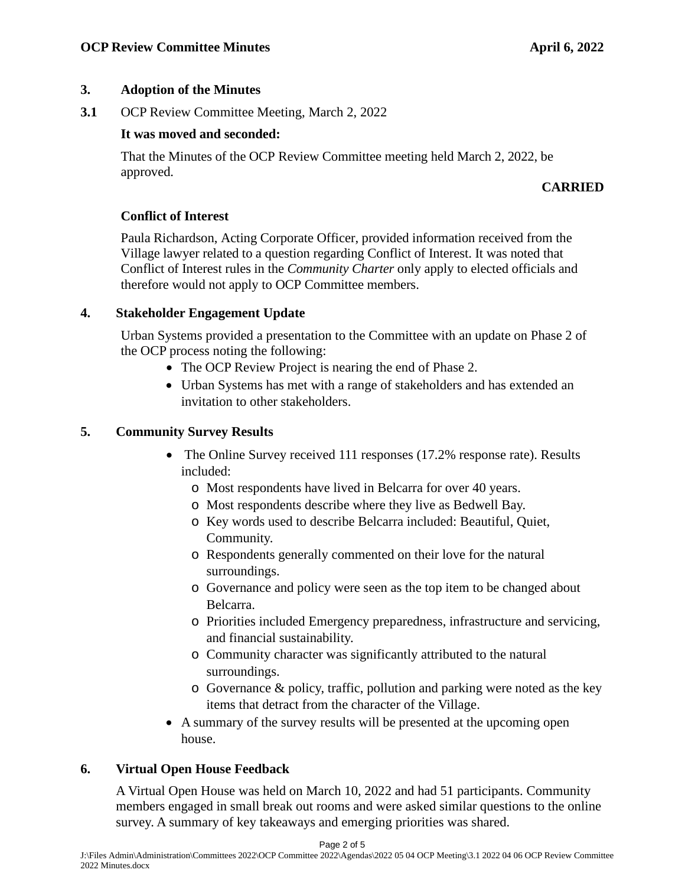## 3. Adoption of the Minutes

**3.1** OCP Review Committee Meeting, March 2, 2022

**It was moved and seconded:**

That the Minutes of the OCP Review Committee meeting held March 2, 2022, be approved.

**CARRIED**

**Conflict of Interest**

Paula Richardson, Acting Corporate Officer, provided information received from the Village lawyer related to a question regarding Conflict of Interest. It was noted that Conflict of Interest rules in the *Community Charter* only apply to elected officials and therefore would not apply to OCP Committee members.

## 4. Stakeholder Engagement Update

Urban Systems provided a presentation to the Committee with an update on Phase 2 of the OCP process noting the following:

- The OCP Review Project is nearing the end of Phase 2.
- Urban Systems has met with a range of stakeholders and has extended an invitation to other stakeholders.

## 5. Community Survey Results

- The Online Survey received 111 responses (17.2% response rate). Results included:
  - Most respondents have lived in Belcarra for over 40 years.
  - Most respondents describe where they live as Bedwell Bay.
  - Key words used to describe Belcarra included: Beautiful, Quiet, Community.
  - Respondents generally commented on their love for the natural surroundings.
  - Governance and policy were seen as the top item to be changed about Belcarra.
  - Priorities included Emergency preparedness, infrastructure and servicing, and financial sustainability.
  - Community character was significantly attributed to the natural surroundings.
  - Governance & policy, traffic, pollution and parking were noted as the key items that detract from the character of the Village.
- A summary of the survey results will be presented at the upcoming open house.

## 6. Virtual Open House Feedback

A Virtual Open House was held on March 10, 2022 and had 51 participants. Community members engaged in small break out rooms and were asked similar questions to the online survey. A summary of key takeaways and emerging priorities was shared.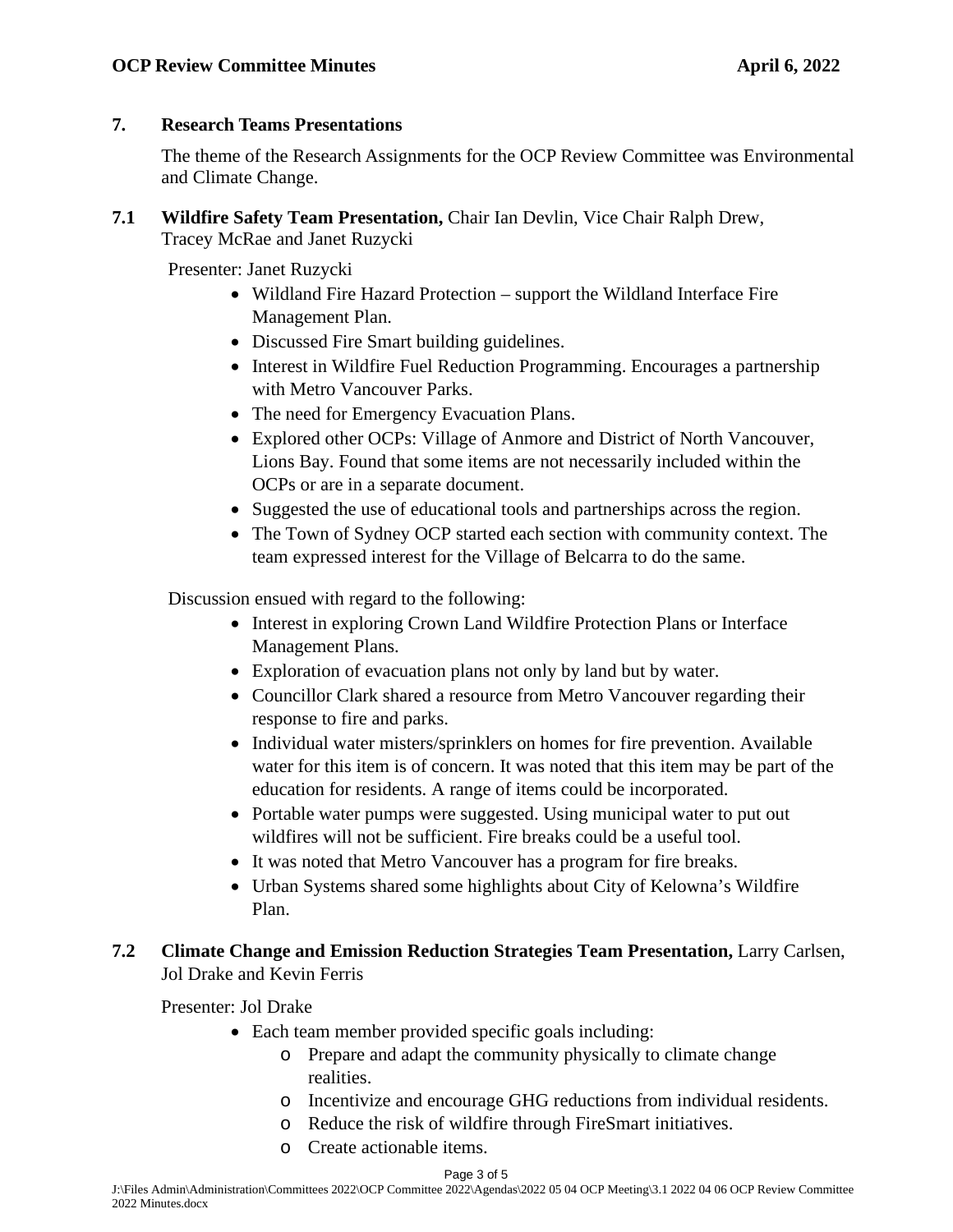## 7. Research Teams Presentations

The theme of the Research Assignments for the OCP Review Committee was Environmental and Climate Change.

### 7.1 Wildfire Safety Team Presentation, Chair Ian Devlin, Vice Chair Ralph Drew, Tracey McRae and Janet Ruzycki

Presenter: Janet Ruzycki

- Wildland Fire Hazard Protection – support the Wildland Interface Fire Management Plan.
- Discussed Fire Smart building guidelines.
- Interest in Wildfire Fuel Reduction Programming. Encourages a partnership with Metro Vancouver Parks.
- The need for Emergency Evacuation Plans.
- Explored other OCPs: Village of Anmore and District of North Vancouver, Lions Bay. Found that some items are not necessarily included within the OCPs or are in a separate document.
- Suggested the use of educational tools and partnerships across the region.
- The Town of Sydney OCP started each section with community context. The team expressed interest for the Village of Belcarra to do the same.

Discussion ensued with regard to the following:

- Interest in exploring Crown Land Wildfire Protection Plans or Interface Management Plans.
- Exploration of evacuation plans not only by land but by water.
- Councillor Clark shared a resource from Metro Vancouver regarding their response to fire and parks.
- Individual water misters/sprinklers on homes for fire prevention. Available water for this item is of concern. It was noted that this item may be part of the education for residents. A range of items could be incorporated.
- Portable water pumps were suggested. Using municipal water to put out wildfires will not be sufficient. Fire breaks could be a useful tool.
- It was noted that Metro Vancouver has a program for fire breaks.
- Urban Systems shared some highlights about City of Kelowna's Wildfire Plan.

### 7.2 Climate Change and Emission Reduction Strategies Team Presentation, Larry Carlsen, Jol Drake and Kevin Ferris

Presenter: Jol Drake

- Each team member provided specific goals including:
  - Prepare and adapt the community physically to climate change realities.
  - Incentivize and encourage GHG reductions from individual residents.
  - Reduce the risk of wildfire through FireSmart initiatives.
  - Create actionable items.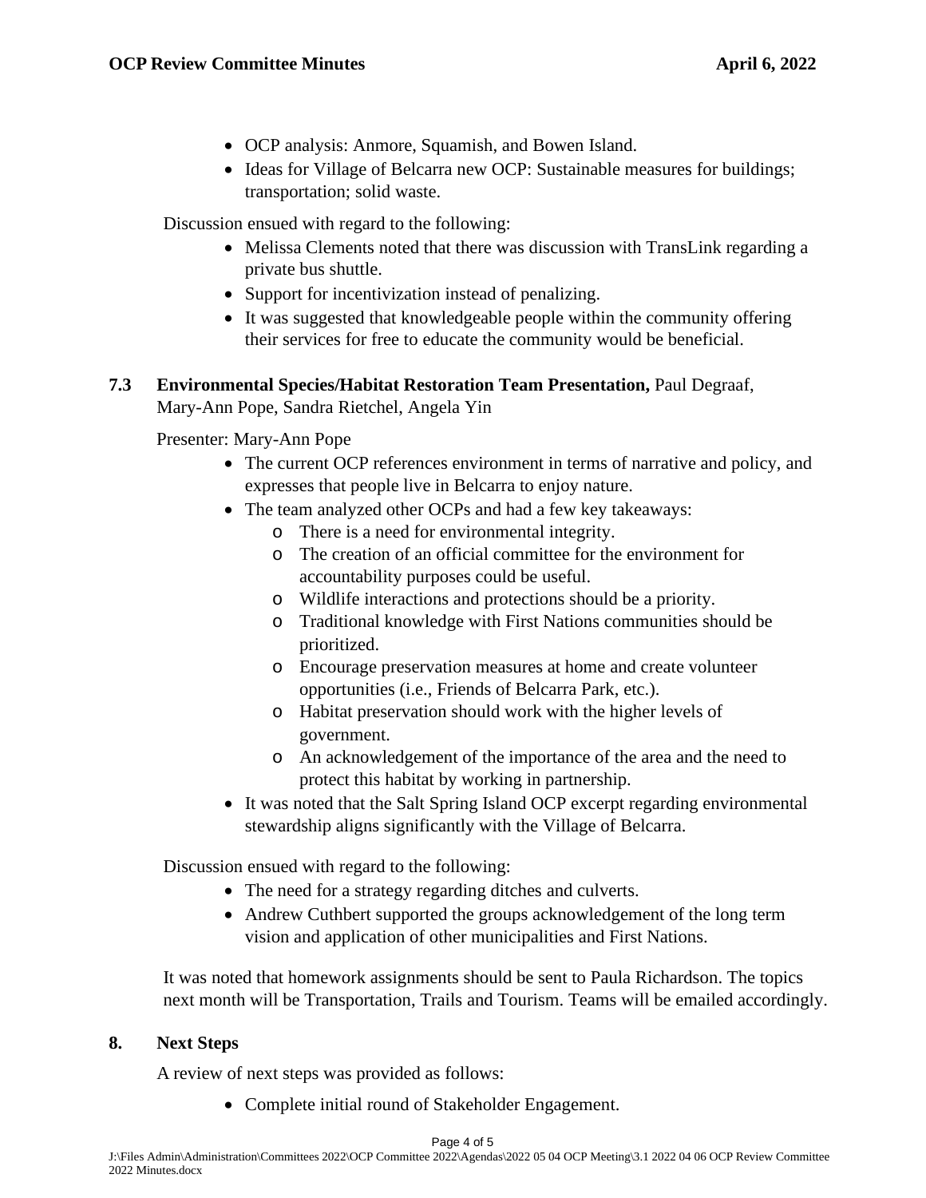- OCP analysis: Anmore, Squamish, and Bowen Island.
- Ideas for Village of Belcarra new OCP: Sustainable measures for buildings; transportation; solid waste.

Discussion ensued with regard to the following:

- Melissa Clements noted that there was discussion with TransLink regarding a private bus shuttle.
- Support for incentivization instead of penalizing.
- It was suggested that knowledgeable people within the community offering their services for free to educate the community would be beneficial.

## 7.3 Environmental Species/Habitat Restoration Team Presentation, Paul Degraaf, Mary-Ann Pope, Sandra Rietchel, Angela Yin

Presenter: Mary-Ann Pope

- The current OCP references environment in terms of narrative and policy, and expresses that people live in Belcarra to enjoy nature.
- The team analyzed other OCPs and had a few key takeaways:
  - There is a need for environmental integrity.
  - The creation of an official committee for the environment for accountability purposes could be useful.
  - Wildlife interactions and protections should be a priority.
  - Traditional knowledge with First Nations communities should be prioritized.
  - Encourage preservation measures at home and create volunteer opportunities (i.e., Friends of Belcarra Park, etc.).
  - Habitat preservation should work with the higher levels of government.
  - An acknowledgement of the importance of the area and the need to protect this habitat by working in partnership.
- It was noted that the Salt Spring Island OCP excerpt regarding environmental stewardship aligns significantly with the Village of Belcarra.

Discussion ensued with regard to the following:

- The need for a strategy regarding ditches and culverts.
- Andrew Cuthbert supported the groups acknowledgement of the long term vision and application of other municipalities and First Nations.

It was noted that homework assignments should be sent to Paula Richardson. The topics next month will be Transportation, Trails and Tourism. Teams will be emailed accordingly.

## 8. Next Steps

A review of next steps was provided as follows:

- Complete initial round of Stakeholder Engagement.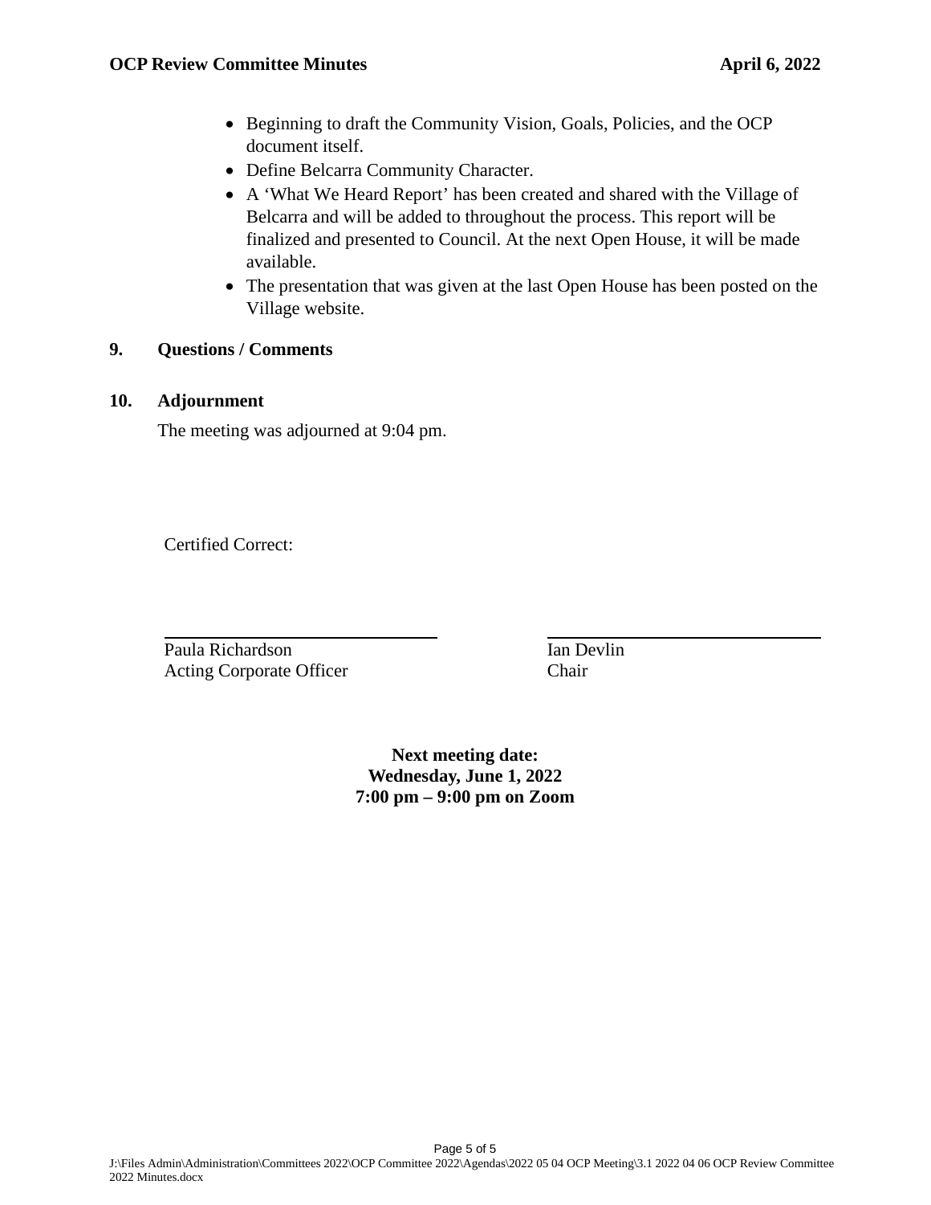- Beginning to draft the Community Vision, Goals, Policies, and the OCP document itself.
- Define Belcarra Community Character.
- A 'What We Heard Report' has been created and shared with the Village of Belcarra and will be added to throughout the process. This report will be finalized and presented to Council. At the next Open House, it will be made available.
- The presentation that was given at the last Open House has been posted on the Village website.

## 9. Questions / Comments

## 10. Adjournment

The meeting was adjourned at 9:04 pm.

Certified Correct:

| | |
|---|---|
| Paula Richardson<br>Acting Corporate Officer | Ian Devlin<br>Chair |

**Next meeting date:**
**Wednesday, June 1, 2022**
**7:00 pm – 9:00 pm on Zoom**